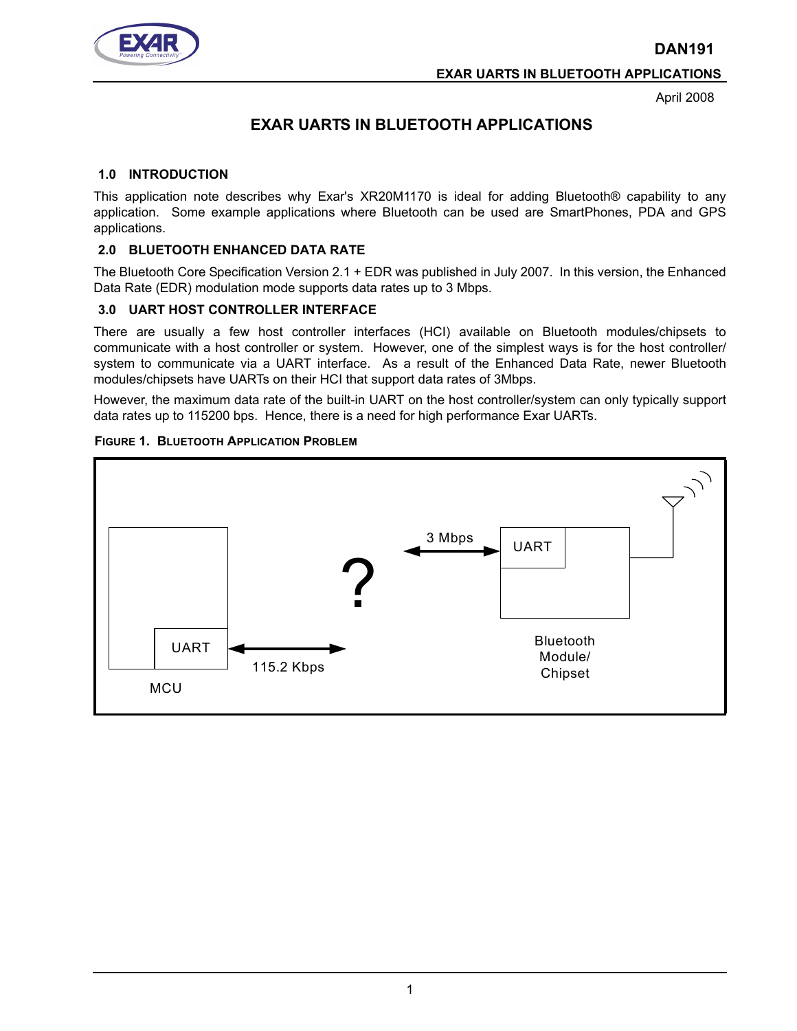# EXAR UARTS IN BLUETOOTH APPLICATIONS

April 2008

## 1.0 INTRODUCTION

This application note describes why Exar's XR20M1170 is ideal for adding Bluetooth® capability to any application. Some example applications where Bluetooth can be used are SmartPhones, PDA and GPS applications.

## 2.0 BLUETOOTH ENHANCED DATA RATE

The Bluetooth Core Specification Version 2.1 + EDR was published in July 2007. In this version, the Enhanced Data Rate (EDR) modulation mode supports data rates up to 3 Mbps.

## 3.0 UART HOST CONTROLLER INTERFACE

There are usually a few host controller interfaces (HCI) available on Bluetooth modules/chipsets to communicate with a host controller or system. However, one of the simplest ways is for the host controller/system to communicate via a UART interface. As a result of the Enhanced Data Rate, newer Bluetooth modules/chipsets have UARTs on their HCI that support data rates of 3Mbps.

However, the maximum data rate of the built-in UART on the host controller/system can only typically support data rates up to 115200 bps. Hence, there is a need for high performance Exar UARTs.

**FIGURE 1. BLUETOOTH APPLICATION PROBLEM**

MCU — UART ↔ 115.2 Kbps ? 3 Mbps ↔ UART — Bluetooth Module/Chipset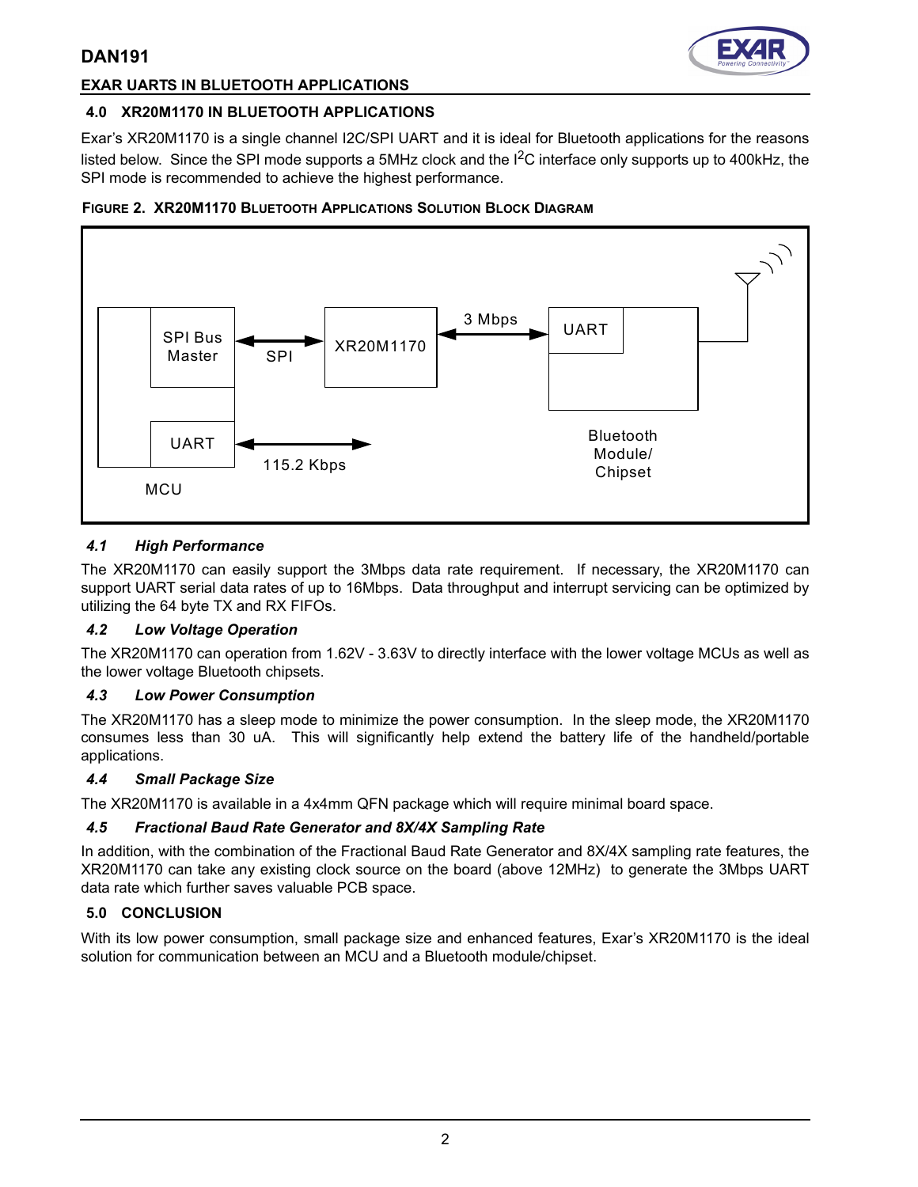## 4.0 XR20M1170 IN BLUETOOTH APPLICATIONS

Exar's XR20M1170 is a single channel I2C/SPI UART and it is ideal for Bluetooth applications for the reasons listed below. Since the SPI mode supports a 5MHz clock and the $I^2C$ interface only supports up to 400kHz, the SPI mode is recommended to achieve the highest performance.

**FIGURE 2. XR20M1170 BLUETOOTH APPLICATIONS SOLUTION BLOCK DIAGRAM**

SPI Bus Master | SPI | XR20M1170 | 3 Mbps | UART | UART | 115.2 Kbps | MCU | Bluetooth Module/ Chipset

### *4.1 High Performance*

The XR20M1170 can easily support the 3Mbps data rate requirement. If necessary, the XR20M1170 can support UART serial data rates of up to 16Mbps. Data throughput and interrupt servicing can be optimized by utilizing the 64 byte TX and RX FIFOs.

### *4.2 Low Voltage Operation*

The XR20M1170 can operation from 1.62V - 3.63V to directly interface with the lower voltage MCUs as well as the lower voltage Bluetooth chipsets.

### *4.3 Low Power Consumption*

The XR20M1170 has a sleep mode to minimize the power consumption. In the sleep mode, the XR20M1170 consumes less than 30 uA. This will significantly help extend the battery life of the handheld/portable applications.

### *4.4 Small Package Size*

The XR20M1170 is available in a 4x4mm QFN package which will require minimal board space.

### *4.5 Fractional Baud Rate Generator and 8X/4X Sampling Rate*

In addition, with the combination of the Fractional Baud Rate Generator and 8X/4X sampling rate features, the XR20M1170 can take any existing clock source on the board (above 12MHz) to generate the 3Mbps UART data rate which further saves valuable PCB space.

## 5.0 CONCLUSION

With its low power consumption, small package size and enhanced features, Exar's XR20M1170 is the ideal solution for communication between an MCU and a Bluetooth module/chipset.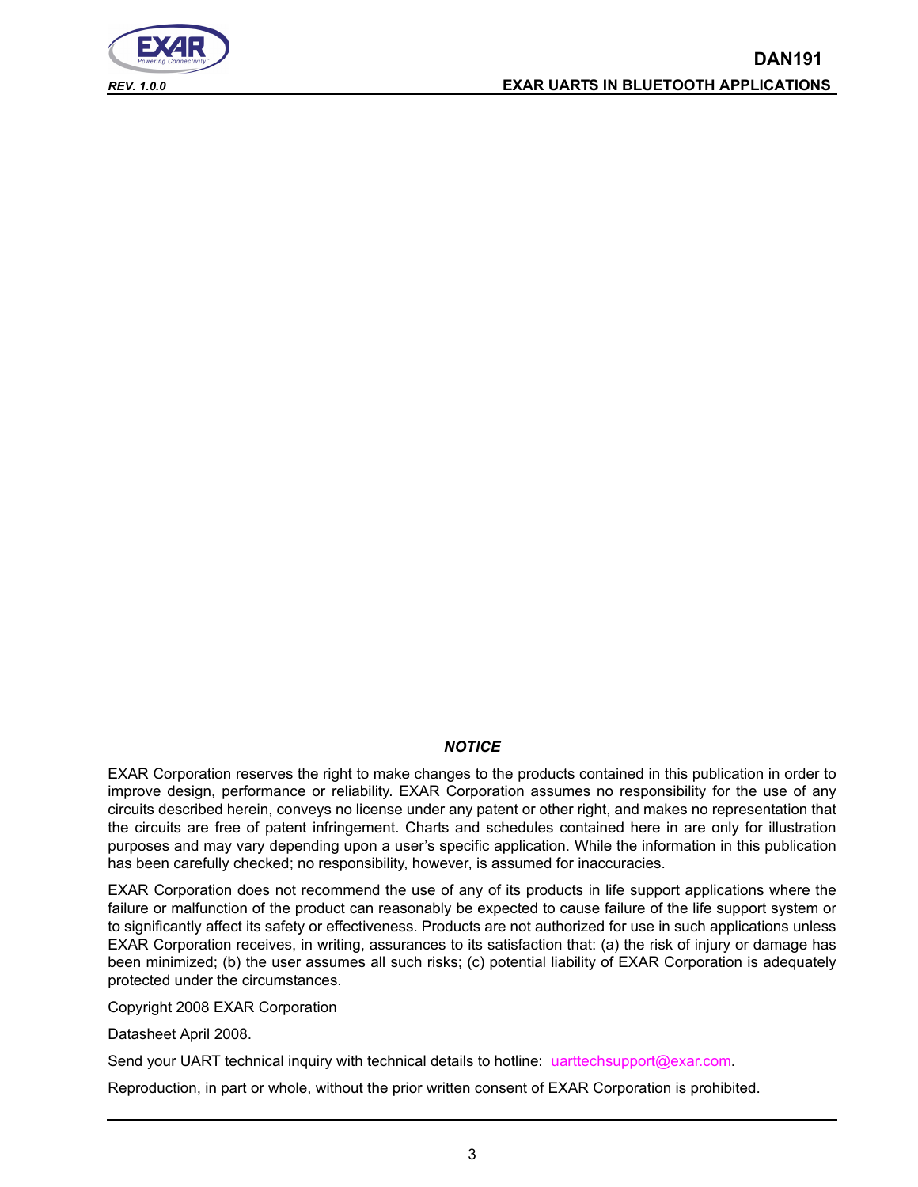### *NOTICE*

EXAR Corporation reserves the right to make changes to the products contained in this publication in order to improve design, performance or reliability. EXAR Corporation assumes no responsibility for the use of any circuits described herein, conveys no license under any patent or other right, and makes no representation that the circuits are free of patent infringement. Charts and schedules contained here in are only for illustration purposes and may vary depending upon a user's specific application. While the information in this publication has been carefully checked; no responsibility, however, is assumed for inaccuracies.

EXAR Corporation does not recommend the use of any of its products in life support applications where the failure or malfunction of the product can reasonably be expected to cause failure of the life support system or to significantly affect its safety or effectiveness. Products are not authorized for use in such applications unless EXAR Corporation receives, in writing, assurances to its satisfaction that: (a) the risk of injury or damage has been minimized; (b) the user assumes all such risks; (c) potential liability of EXAR Corporation is adequately protected under the circumstances.

Copyright 2008 EXAR Corporation

Datasheet April 2008.

Send your UART technical inquiry with technical details to hotline: uarttechsupport@exar.com.

Reproduction, in part or whole, without the prior written consent of EXAR Corporation is prohibited.